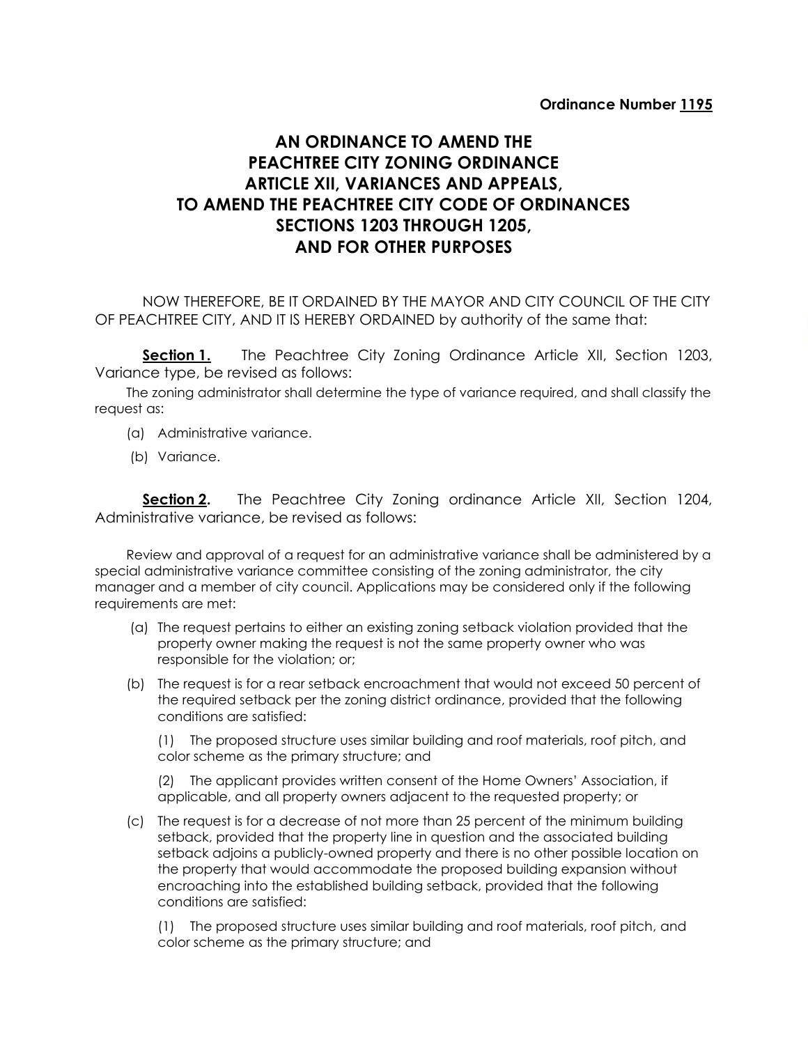**Ordinance Number 1195**

# AN ORDINANCE TO AMEND THE PEACHTREE CITY ZONING ORDINANCE ARTICLE XII, VARIANCES AND APPEALS, TO AMEND THE PEACHTREE CITY CODE OF ORDINANCES SECTIONS 1203 THROUGH 1205, AND FOR OTHER PURPOSES

NOW THEREFORE, BE IT ORDAINED BY THE MAYOR AND CITY COUNCIL OF THE CITY OF PEACHTREE CITY, AND IT IS HEREBY ORDAINED by authority of the same that:

**Section 1.** The Peachtree City Zoning Ordinance Article XII, Section 1203, Variance type, be revised as follows:

The zoning administrator shall determine the type of variance required, and shall classify the request as:

(a) Administrative variance.

(b) Variance.

**Section 2.** The Peachtree City Zoning ordinance Article XII, Section 1204, Administrative variance, be revised as follows:

Review and approval of a request for an administrative variance shall be administered by a special administrative variance committee consisting of the zoning administrator, the city manager and a member of city council. Applications may be considered only if the following requirements are met:

(a) The request pertains to either an existing zoning setback violation provided that the property owner making the request is not the same property owner who was responsible for the violation; or;

(b) The request is for a rear setback encroachment that would not exceed 50 percent of the required setback per the zoning district ordinance, provided that the following conditions are satisfied:

(1) The proposed structure uses similar building and roof materials, roof pitch, and color scheme as the primary structure; and

(2) The applicant provides written consent of the Home Owners' Association, if applicable, and all property owners adjacent to the requested property; or

(c) The request is for a decrease of not more than 25 percent of the minimum building setback, provided that the property line in question and the associated building setback adjoins a publicly-owned property and there is no other possible location on the property that would accommodate the proposed building expansion without encroaching into the established building setback, provided that the following conditions are satisfied:

(1) The proposed structure uses similar building and roof materials, roof pitch, and color scheme as the primary structure; and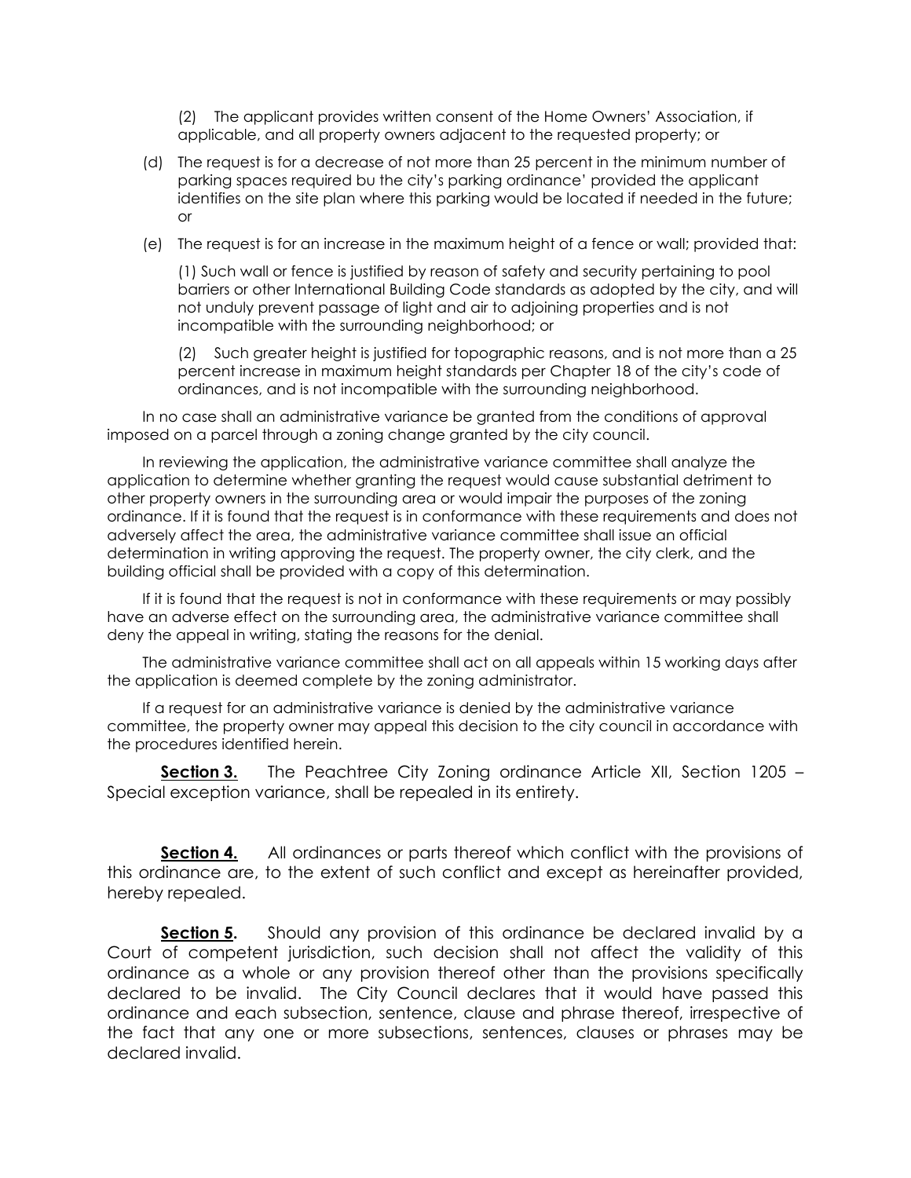(2) The applicant provides written consent of the Home Owners' Association, if applicable, and all property owners adjacent to the requested property; or

(d) The request is for a decrease of not more than 25 percent in the minimum number of parking spaces required bu the city's parking ordinance' provided the applicant identifies on the site plan where this parking would be located if needed in the future; or

(e) The request is for an increase in the maximum height of a fence or wall; provided that:

(1) Such wall or fence is justified by reason of safety and security pertaining to pool barriers or other International Building Code standards as adopted by the city, and will not unduly prevent passage of light and air to adjoining properties and is not incompatible with the surrounding neighborhood; or

(2) Such greater height is justified for topographic reasons, and is not more than a 25 percent increase in maximum height standards per Chapter 18 of the city's code of ordinances, and is not incompatible with the surrounding neighborhood.

In no case shall an administrative variance be granted from the conditions of approval imposed on a parcel through a zoning change granted by the city council.

In reviewing the application, the administrative variance committee shall analyze the application to determine whether granting the request would cause substantial detriment to other property owners in the surrounding area or would impair the purposes of the zoning ordinance. If it is found that the request is in conformance with these requirements and does not adversely affect the area, the administrative variance committee shall issue an official determination in writing approving the request. The property owner, the city clerk, and the building official shall be provided with a copy of this determination.

If it is found that the request is not in conformance with these requirements or may possibly have an adverse effect on the surrounding area, the administrative variance committee shall deny the appeal in writing, stating the reasons for the denial.

The administrative variance committee shall act on all appeals within 15 working days after the application is deemed complete by the zoning administrator.

If a request for an administrative variance is denied by the administrative variance committee, the property owner may appeal this decision to the city council in accordance with the procedures identified herein.

**Section 3.** The Peachtree City Zoning ordinance Article XII, Section 1205 – Special exception variance, shall be repealed in its entirety.

**Section 4.** All ordinances or parts thereof which conflict with the provisions of this ordinance are, to the extent of such conflict and except as hereinafter provided, hereby repealed.

**Section 5.** Should any provision of this ordinance be declared invalid by a Court of competent jurisdiction, such decision shall not affect the validity of this ordinance as a whole or any provision thereof other than the provisions specifically declared to be invalid. The City Council declares that it would have passed this ordinance and each subsection, sentence, clause and phrase thereof, irrespective of the fact that any one or more subsections, sentences, clauses or phrases may be declared invalid.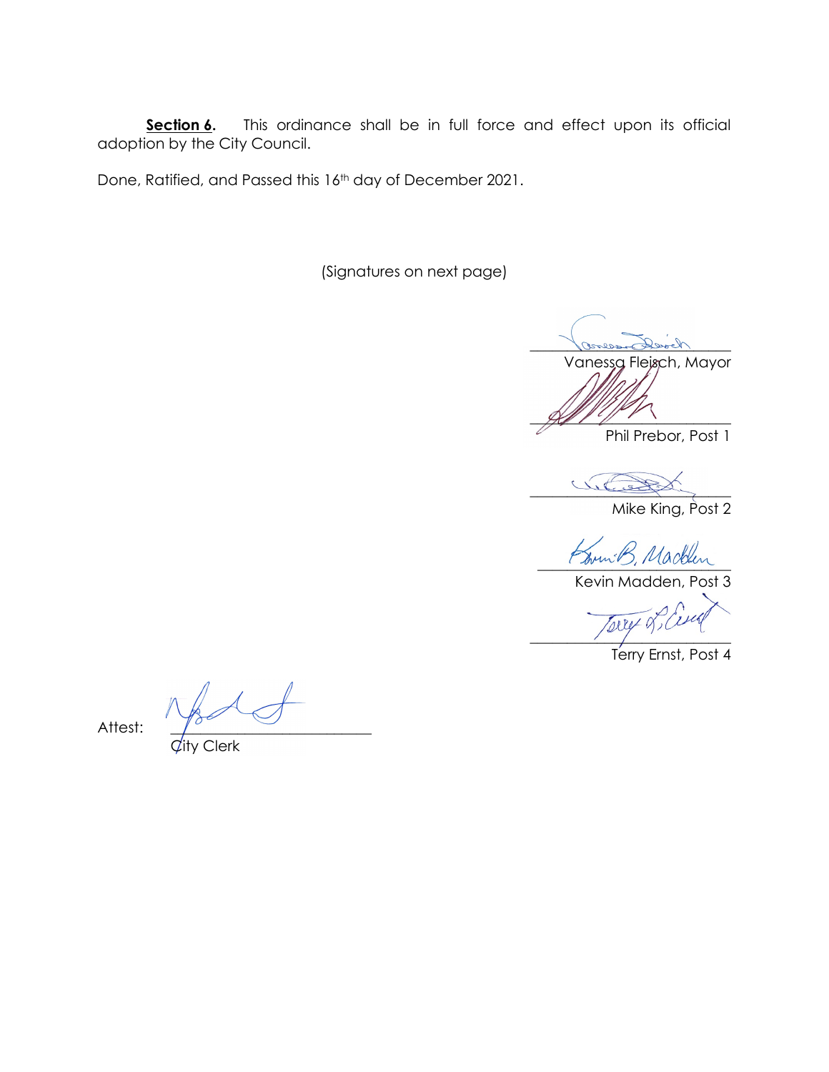**Section 6.** This ordinance shall be in full force and effect upon its official adoption by the City Council.

Done, Ratified, and Passed this 16th day of December 2021.

(Signatures on next page)

\_\_\_\_\_\_\_\_\_\_\_\_\_\_\_\_\_\_\_\_\_\_\_\_\_\_
Vanessa Fleisch, Mayor

\_\_\_\_\_\_\_\_\_\_\_\_\_\_\_\_\_\_\_\_\_\_\_\_\_\_
Phil Prebor, Post 1

\_\_\_\_\_\_\_\_\_\_\_\_\_\_\_\_\_\_\_\_\_\_\_\_\_\_
Mike King, Post 2

\_\_\_\_\_\_\_\_\_\_\_\_\_\_\_\_\_\_\_\_\_\_\_\_\_\_
Kevin Madden, Post 3

\_\_\_\_\_\_\_\_\_\_\_\_\_\_\_\_\_\_\_\_\_\_\_\_\_\_
Terry Ernst, Post 4

Attest: \_\_\_\_\_\_\_\_\_\_\_\_\_\_\_\_\_\_\_\_\_\_\_\_\_\_
City Clerk